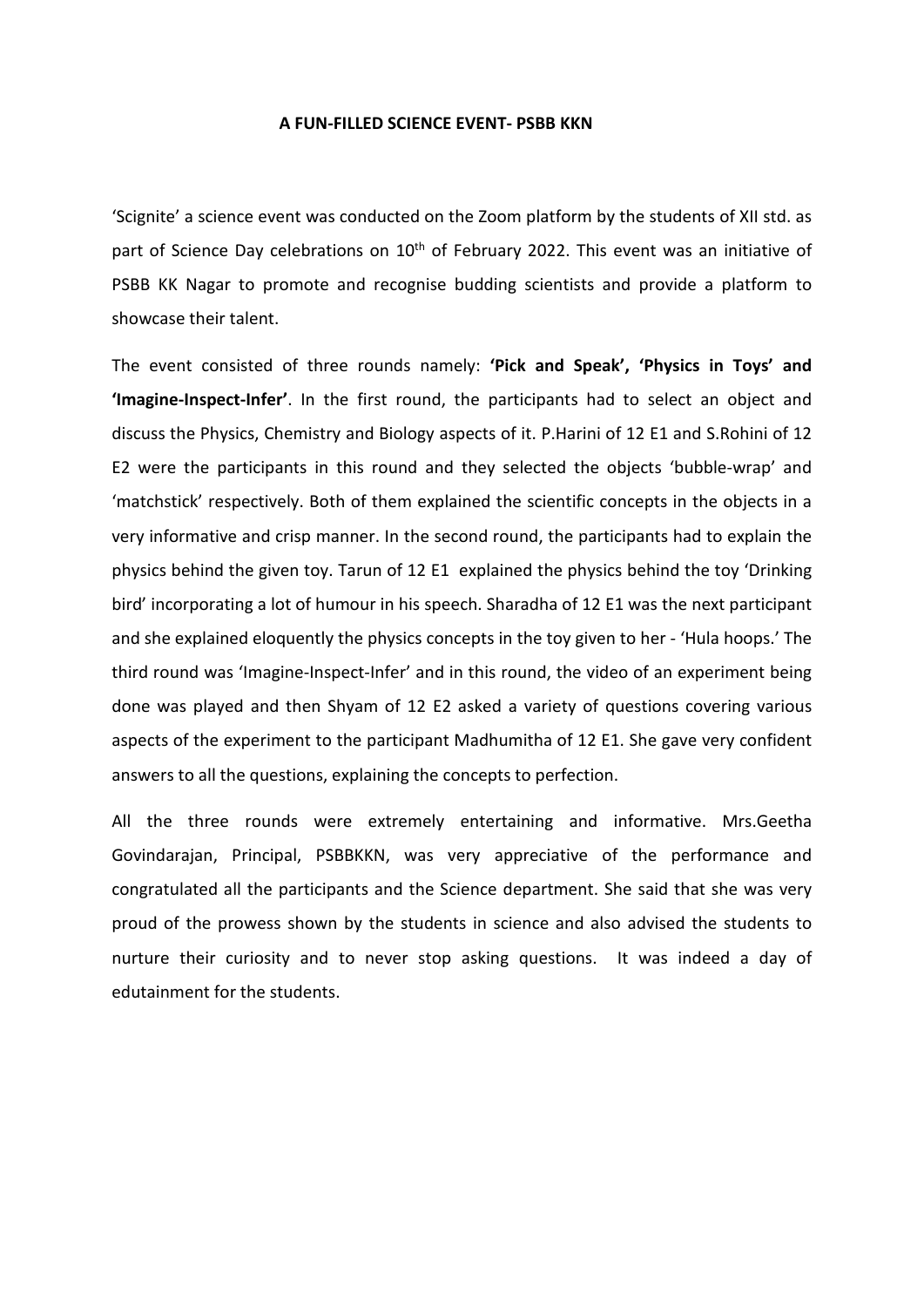# A FUN-FILLED SCIENCE EVENT- PSBB KKN

'Scignite' a science event was conducted on the Zoom platform by the students of XII std. as part of Science Day celebrations on $10^{th}$ of February 2022. This event was an initiative of PSBB KK Nagar to promote and recognise budding scientists and provide a platform to showcase their talent.

The event consisted of three rounds namely: **'Pick and Speak', 'Physics in Toys' and 'Imagine-Inspect-Infer'**. In the first round, the participants had to select an object and discuss the Physics, Chemistry and Biology aspects of it. P.Harini of 12 E1 and S.Rohini of 12 E2 were the participants in this round and they selected the objects 'bubble-wrap' and 'matchstick' respectively. Both of them explained the scientific concepts in the objects in a very informative and crisp manner. In the second round, the participants had to explain the physics behind the given toy. Tarun of 12 E1 explained the physics behind the toy 'Drinking bird' incorporating a lot of humour in his speech. Sharadha of 12 E1 was the next participant and she explained eloquently the physics concepts in the toy given to her - 'Hula hoops.' The third round was 'Imagine-Inspect-Infer' and in this round, the video of an experiment being done was played and then Shyam of 12 E2 asked a variety of questions covering various aspects of the experiment to the participant Madhumitha of 12 E1. She gave very confident answers to all the questions, explaining the concepts to perfection.

All the three rounds were extremely entertaining and informative. Mrs.Geetha Govindarajan, Principal, PSBBKKN, was very appreciative of the performance and congratulated all the participants and the Science department. She said that she was very proud of the prowess shown by the students in science and also advised the students to nurture their curiosity and to never stop asking questions. It was indeed a day of edutainment for the students.